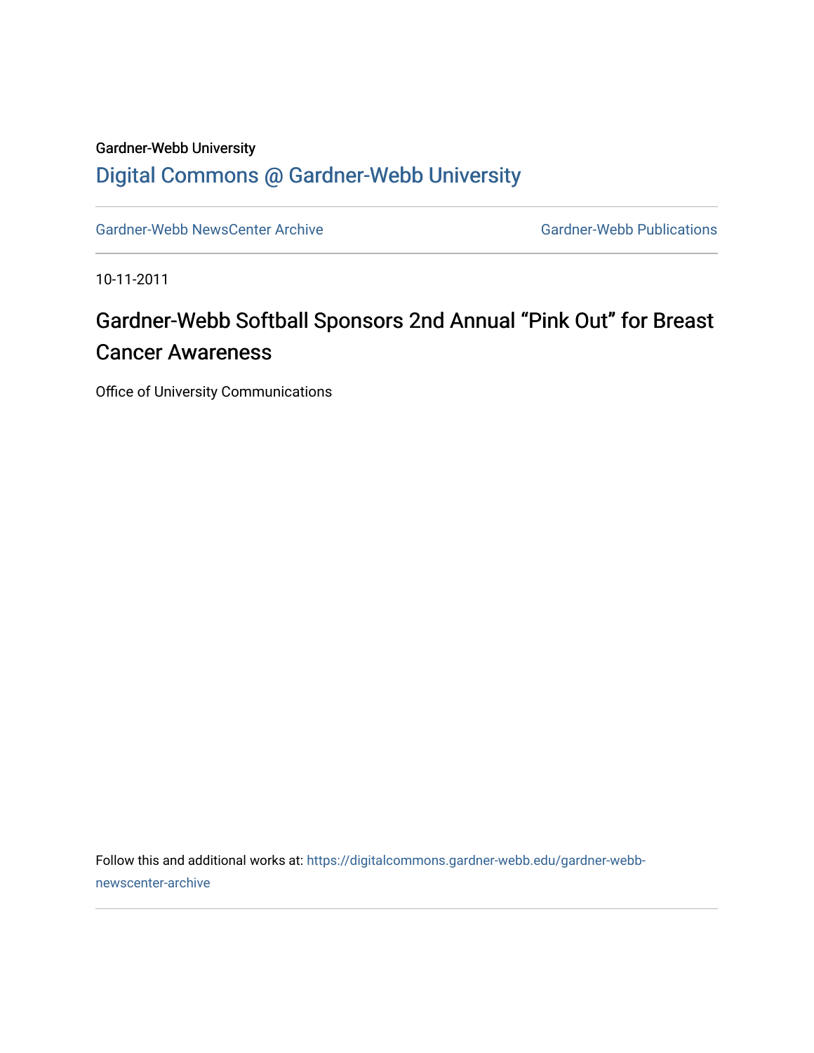Gardner-Webb University

## Digital Commons @ Gardner-Webb University

Gardner-Webb NewsCenter Archive

Gardner-Webb Publications

10-11-2011

# Gardner-Webb Softball Sponsors 2nd Annual "Pink Out" for Breast Cancer Awareness

Office of University Communications

Follow this and additional works at: https://digitalcommons.gardner-webb.edu/gardner-webb-newscenter-archive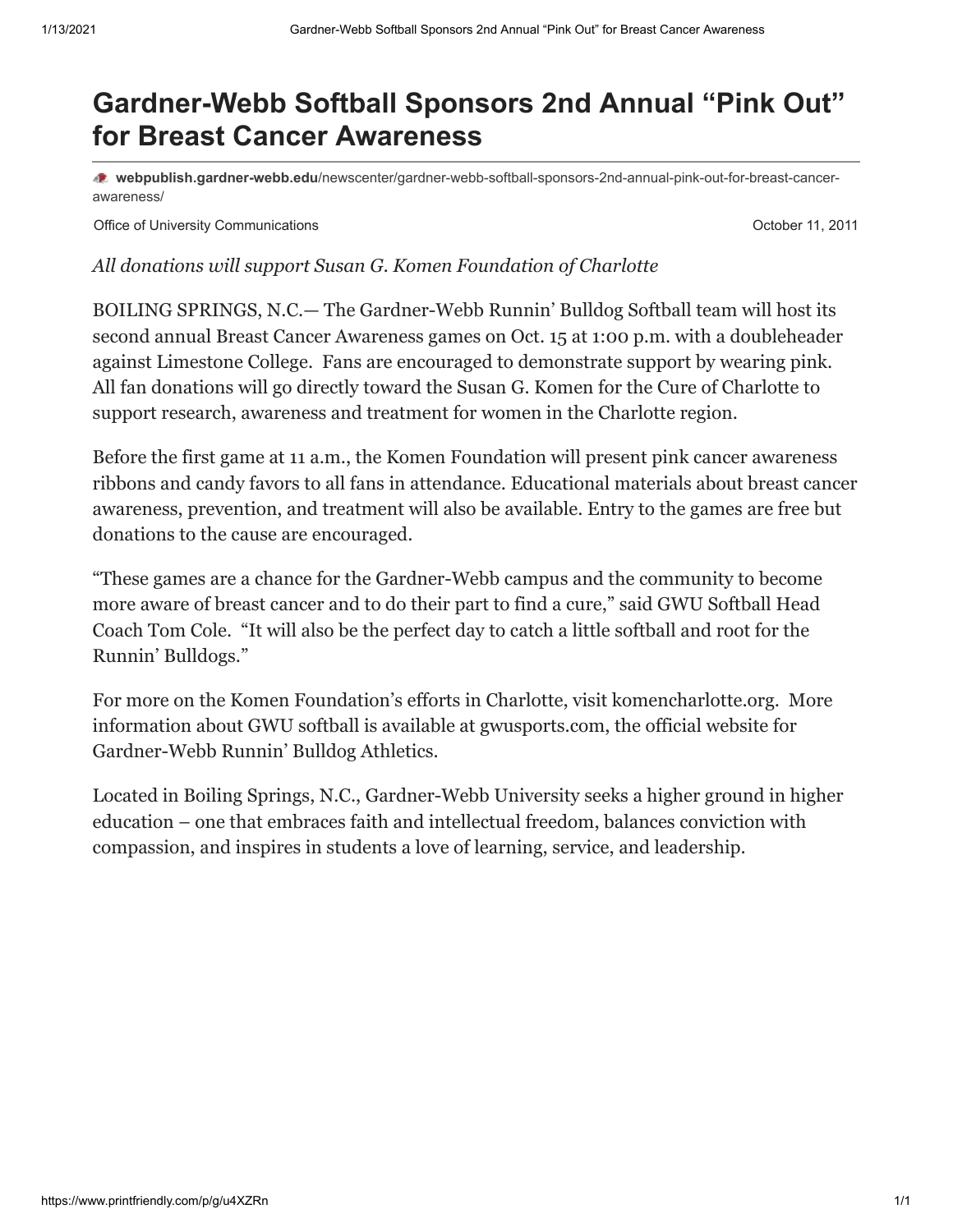# Gardner-Webb Softball Sponsors 2nd Annual "Pink Out" for Breast Cancer Awareness

**webpublish.gardner-webb.edu**/newscenter/gardner-webb-softball-sponsors-2nd-annual-pink-out-for-breast-cancer-awareness/

Office of University Communications

October 11, 2011

*All donations will support Susan G. Komen Foundation of Charlotte*

BOILING SPRINGS, N.C.— The Gardner-Webb Runnin' Bulldog Softball team will host its second annual Breast Cancer Awareness games on Oct. 15 at 1:00 p.m. with a doubleheader against Limestone College. Fans are encouraged to demonstrate support by wearing pink. All fan donations will go directly toward the Susan G. Komen for the Cure of Charlotte to support research, awareness and treatment for women in the Charlotte region.

Before the first game at 11 a.m., the Komen Foundation will present pink cancer awareness ribbons and candy favors to all fans in attendance. Educational materials about breast cancer awareness, prevention, and treatment will also be available. Entry to the games are free but donations to the cause are encouraged.

"These games are a chance for the Gardner-Webb campus and the community to become more aware of breast cancer and to do their part to find a cure," said GWU Softball Head Coach Tom Cole. "It will also be the perfect day to catch a little softball and root for the Runnin' Bulldogs."

For more on the Komen Foundation's efforts in Charlotte, visit komencharlotte.org. More information about GWU softball is available at gwusports.com, the official website for Gardner-Webb Runnin' Bulldog Athletics.

Located in Boiling Springs, N.C., Gardner-Webb University seeks a higher ground in higher education – one that embraces faith and intellectual freedom, balances conviction with compassion, and inspires in students a love of learning, service, and leadership.